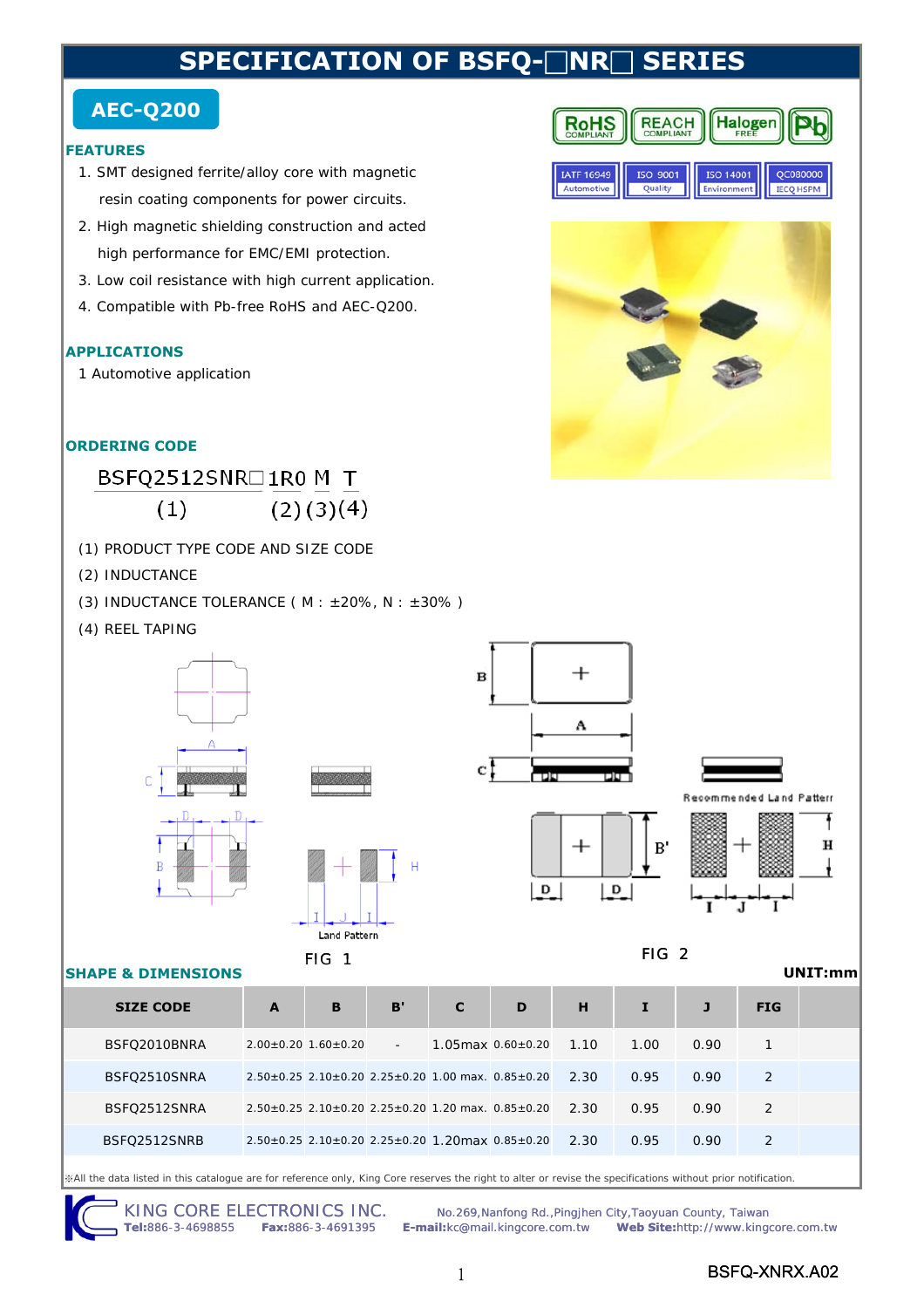# SPECIFICATION OF BSFQ-□NR□ SERIES

**AEC-Q200**

RoHS COMPLIANT | REACH COMPLIANT | Halogen FREE | Pb

IATF 16949 Automotive | ISO 9001 Quality | ISO 14001 Environment | QC080000 IECQ HSPM

## FEATURES

1. SMT designed ferrite/alloy core with magnetic resin coating components for power circuits.
2. High magnetic shielding construction and acted high performance for EMC/EMI protection.
3. Low coil resistance with high current application.
4. Compatible with Pb-free RoHS and AEC-Q200.

## APPLICATIONS

1 Automotive application

## ORDERING CODE

BSFQ2512SNR□ 1R0 M T

(1) (2) (3) (4)

(1) PRODUCT TYPE CODE AND SIZE CODE

(2) INDUCTANCE

(3) INDUCTANCE TOLERANCE ( M : ±20%, N : ±30% )

(4) REEL TAPING

Land Pattern

FIG 1

Recommended Land Pattern

FIG 2

## SHAPE & DIMENSIONS

UNIT:mm

| SIZE CODE | A | B | B' | C | D | H | I | J | FIG |
|---|---|---|---|---|---|---|---|---|---|
| BSFQ2010BNRA | 2.00±0.20 | 1.60±0.20 | - | 1.05max | 0.60±0.20 | 1.10 | 1.00 | 0.90 | 1 |
| BSFQ2510SNRA | 2.50±0.25 | 2.10±0.20 | 2.25±0.20 | 1.00 max. | 0.85±0.20 | 2.30 | 0.95 | 0.90 | 2 |
| BSFQ2512SNRA | 2.50±0.25 | 2.10±0.20 | 2.25±0.20 | 1.20 max. | 0.85±0.20 | 2.30 | 0.95 | 0.90 | 2 |
| BSFQ2512SNRB | 2.50±0.25 | 2.10±0.20 | 2.25±0.20 | 1.20max | 0.85±0.20 | 2.30 | 0.95 | 0.90 | 2 |

※All the data listed in this catalogue are for reference only, King Core reserves the right to alter or revise the specifications without prior notification.

KING CORE ELECTRONICS INC. No.269,Nanfong Rd.,Pingjhen City,Taoyuan County, Taiwan

**Tel:**886-3-4698855 **Fax:**886-3-4691395 **E-mail:**kc@mail.kingcore.com.tw **Web Site:**http://www.kingcore.com.tw

BSFQ-XNRX.A02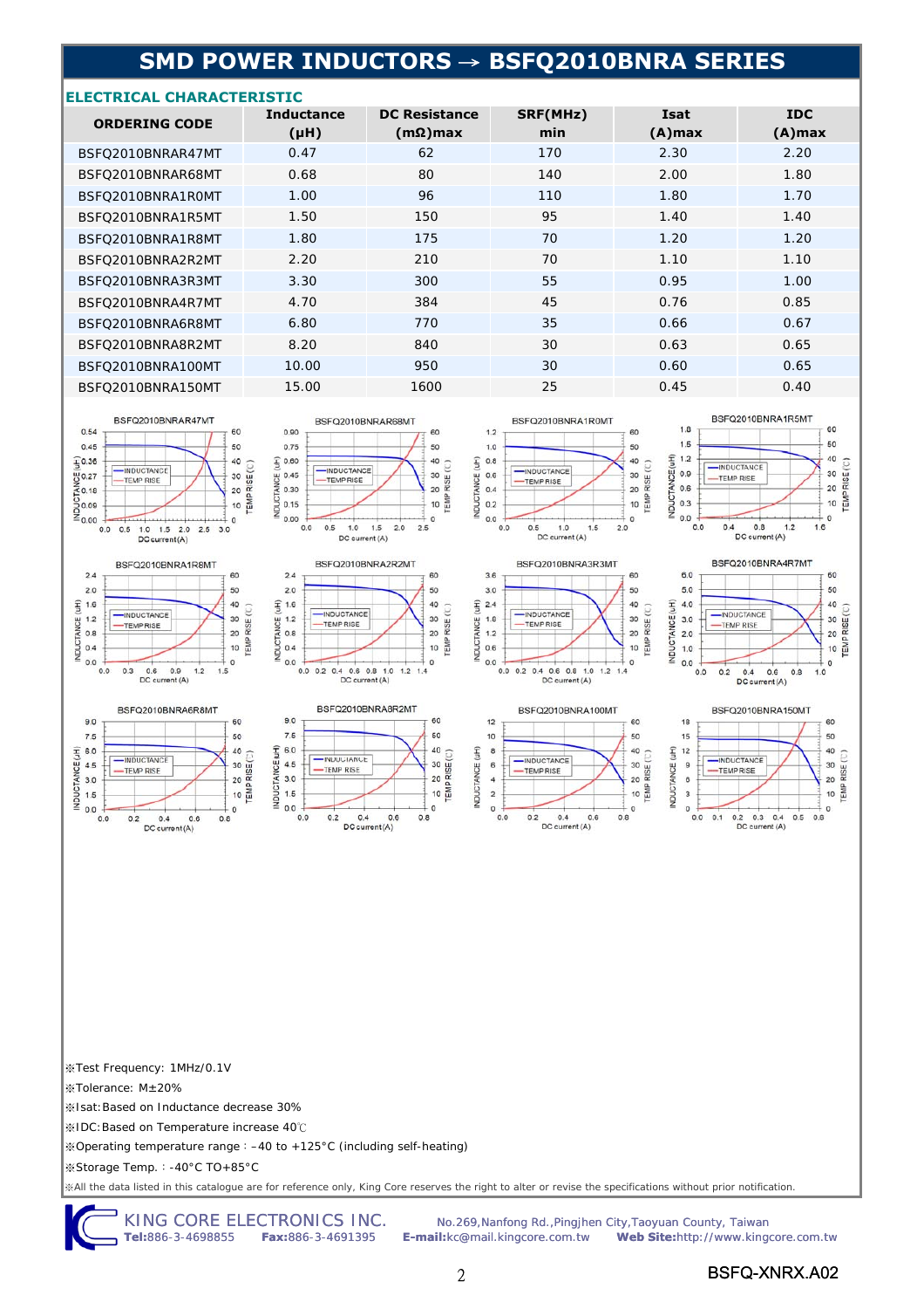# SMD POWER INDUCTORS → BSFQ2010BNRA SERIES

## ELECTRICAL CHARACTERISTIC

| ORDERING CODE | Inductance (μH) | DC Resistance (mΩ)max | SRF(MHz) min | Isat (A)max | IDC (A)max |
|---|---|---|---|---|---|
| BSFQ2010BNRAR47MT | 0.47 | 62 | 170 | 2.30 | 2.20 |
| BSFQ2010BNRAR68MT | 0.68 | 80 | 140 | 2.00 | 1.80 |
| BSFQ2010BNRA1R0MT | 1.00 | 96 | 110 | 1.80 | 1.70 |
| BSFQ2010BNRA1R5MT | 1.50 | 150 | 95 | 1.40 | 1.40 |
| BSFQ2010BNRA1R8MT | 1.80 | 175 | 70 | 1.20 | 1.20 |
| BSFQ2010BNRA2R2MT | 2.20 | 210 | 70 | 1.10 | 1.10 |
| BSFQ2010BNRA3R3MT | 3.30 | 300 | 55 | 0.95 | 1.00 |
| BSFQ2010BNRA4R7MT | 4.70 | 384 | 45 | 0.76 | 0.85 |
| BSFQ2010BNRA6R8MT | 6.80 | 770 | 35 | 0.66 | 0.67 |
| BSFQ2010BNRA8R2MT | 8.20 | 840 | 30 | 0.63 | 0.65 |
| BSFQ2010BNRA100MT | 10.00 | 950 | 30 | 0.60 | 0.65 |
| BSFQ2010BNRA150MT | 15.00 | 1600 | 25 | 0.45 | 0.40 |

BSFQ2010BNRAR47MT | BSFQ2010BNRAR68MT | BSFQ2010BNRA1R0MT | BSFQ2010BNRA1R5MT

BSFQ2010BNRA1R8MT | BSFQ2010BNRA2R2MT | BSFQ2010BNRA3R3MT | BSFQ2010BNRA4R7MT

BSFQ2010BNRA6R8MT | BSFQ2010BNRA8R2MT | BSFQ2010BNRA100MT | BSFQ2010BNRA150MT

※Test Frequency: 1MHz/0.1V

※Tolerance: M±20%

※Isat:Based on Inductance decrease 30%

※IDC:Based on Temperature increase 40℃

※Operating temperature range：-40 to +125°C (including self-heating)

※Storage Temp.：-40°C TO+85°C

※All the data listed in this catalogue are for reference only, King Core reserves the right to alter or revise the specifications without prior notification.

KING CORE ELECTRONICS INC. No.269,Nanfong Rd.,Pingjhen City,Taoyuan County, Taiwan
**Tel:**886-3-4698855 **Fax:**886-3-4691395 **E-mail:**kc@mail.kingcore.com.tw **Web Site:**http://www.kingcore.com.tw

BSFQ-XNRX.A02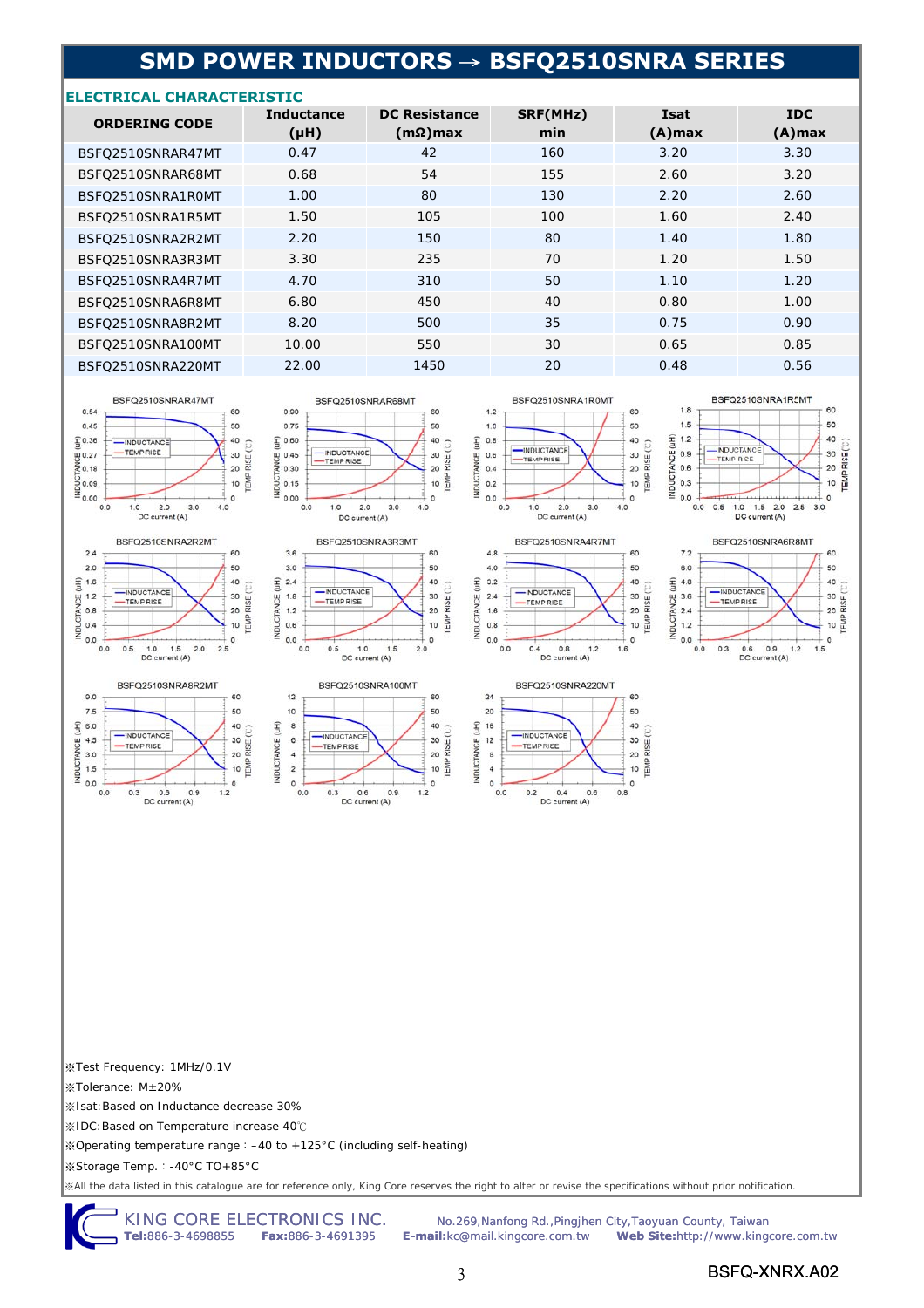# SMD POWER INDUCTORS → BSFQ2510SNRA SERIES

## ELECTRICAL CHARACTERISTIC

| ORDERING CODE | Inductance (μH) | DC Resistance (mΩ)max | SRF(MHz) min | Isat (A)max | IDC (A)max |
|---|---|---|---|---|---|
| BSFQ2510SNRAR47MT | 0.47 | 42 | 160 | 3.20 | 3.30 |
| BSFQ2510SNRAR68MT | 0.68 | 54 | 155 | 2.60 | 3.20 |
| BSFQ2510SNRA1R0MT | 1.00 | 80 | 130 | 2.20 | 2.60 |
| BSFQ2510SNRA1R5MT | 1.50 | 105 | 100 | 1.60 | 2.40 |
| BSFQ2510SNRA2R2MT | 2.20 | 150 | 80 | 1.40 | 1.80 |
| BSFQ2510SNRA3R3MT | 3.30 | 235 | 70 | 1.20 | 1.50 |
| BSFQ2510SNRA4R7MT | 4.70 | 310 | 50 | 1.10 | 1.20 |
| BSFQ2510SNRA6R8MT | 6.80 | 450 | 40 | 0.80 | 1.00 |
| BSFQ2510SNRA8R2MT | 8.20 | 500 | 35 | 0.75 | 0.90 |
| BSFQ2510SNRA100MT | 10.00 | 550 | 30 | 0.65 | 0.85 |
| BSFQ2510SNRA220MT | 22.00 | 1450 | 20 | 0.48 | 0.56 |

※Test Frequency: 1MHz/0.1V

※Tolerance: M±20%

※Isat:Based on Inductance decrease 30%

※IDC:Based on Temperature increase 40℃

※Operating temperature range：-40 to +125°C (including self-heating)

※Storage Temp.：-40°C TO+85°C

※All the data listed in this catalogue are for reference only, King Core reserves the right to alter or revise the specifications without prior notification.

KING CORE ELECTRONICS INC. No.269,Nanfong Rd.,Pingjhen City,Taoyuan County, Taiwan
**Tel:**886-3-4698855 **Fax:**886-3-4691395 **E-mail:**kc@mail.kingcore.com.tw **Web Site:**http://www.kingcore.com.tw

BSFQ-XNRX.A02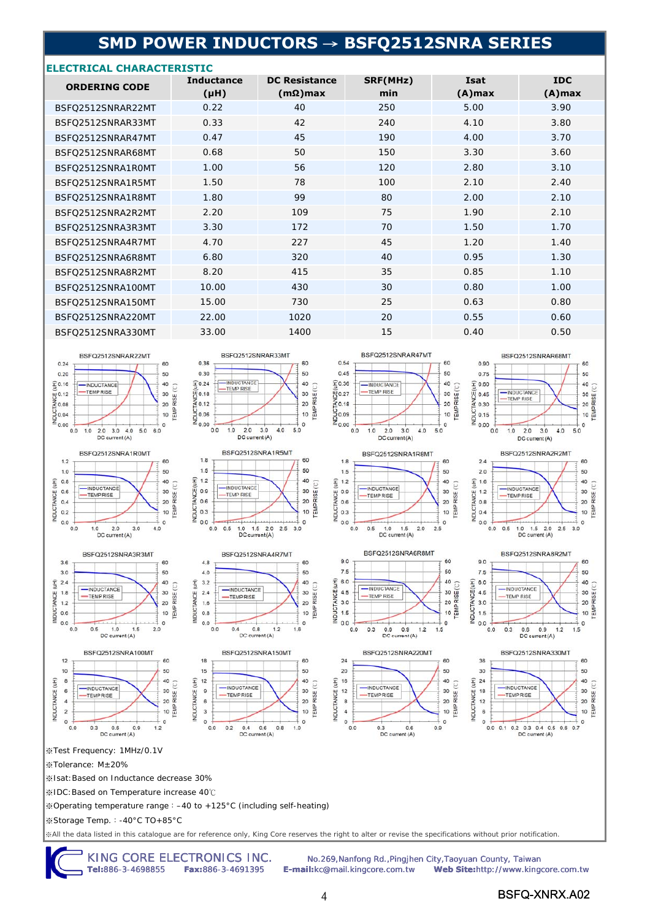# SMD POWER INDUCTORS → BSFQ2512SNRA SERIES

## ELECTRICAL CHARACTERISTIC

| ORDERING CODE | Inductance (μH) | DC Resistance (mΩ)max | SRF(MHz) min | Isat (A)max | IDC (A)max |
|---|---|---|---|---|---|
| BSFQ2512SNRAR22MT | 0.22 | 40 | 250 | 5.00 | 3.90 |
| BSFQ2512SNRAR33MT | 0.33 | 42 | 240 | 4.10 | 3.80 |
| BSFQ2512SNRAR47MT | 0.47 | 45 | 190 | 4.00 | 3.70 |
| BSFQ2512SNRAR68MT | 0.68 | 50 | 150 | 3.30 | 3.60 |
| BSFQ2512SNRA1R0MT | 1.00 | 56 | 120 | 2.80 | 3.10 |
| BSFQ2512SNRA1R5MT | 1.50 | 78 | 100 | 2.10 | 2.40 |
| BSFQ2512SNRA1R8MT | 1.80 | 99 | 80 | 2.00 | 2.10 |
| BSFQ2512SNRA2R2MT | 2.20 | 109 | 75 | 1.90 | 2.10 |
| BSFQ2512SNRA3R3MT | 3.30 | 172 | 70 | 1.50 | 1.70 |
| BSFQ2512SNRA4R7MT | 4.70 | 227 | 45 | 1.20 | 1.40 |
| BSFQ2512SNRA6R8MT | 6.80 | 320 | 40 | 0.95 | 1.30 |
| BSFQ2512SNRA8R2MT | 8.20 | 415 | 35 | 0.85 | 1.10 |
| BSFQ2512SNRA100MT | 10.00 | 430 | 30 | 0.80 | 1.00 |
| BSFQ2512SNRA150MT | 15.00 | 730 | 25 | 0.63 | 0.80 |
| BSFQ2512SNRA220MT | 22.00 | 1020 | 20 | 0.55 | 0.60 |
| BSFQ2512SNRA330MT | 33.00 | 1400 | 15 | 0.40 | 0.50 |

※Test Frequency: 1MHz/0.1V

※Tolerance: M±20%

※Isat:Based on Inductance decrease 30%

※IDC:Based on Temperature increase 40℃

※Operating temperature range：-40 to +125°C (including self-heating)

※Storage Temp.：-40°C TO+85°C

※All the data listed in this catalogue are for reference only, King Core reserves the right to alter or revise the specifications without prior notification.

KING CORE ELECTRONICS INC. Tel:886-3-4698855 Fax:886-3-4691395 No.269,Nanfong Rd.,Pingjhen City,Taoyuan County, Taiwan E-mail:kc@mail.kingcore.com.tw Web Site:http://www.kingcore.com.tw

BSFQ-XNRX.A02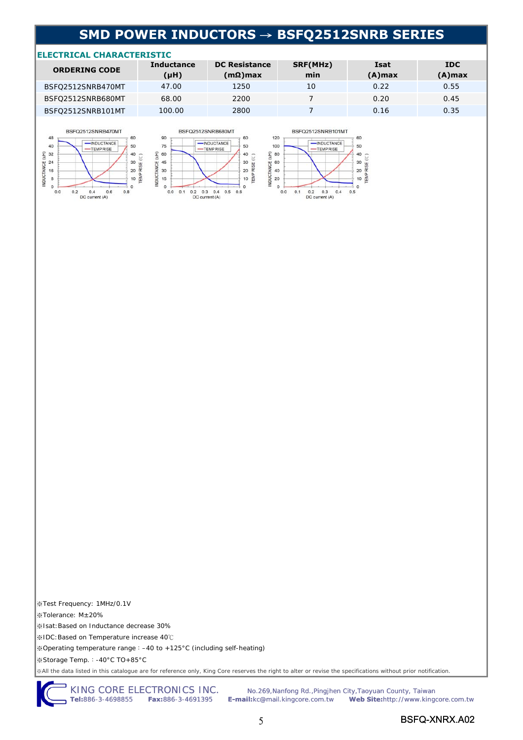# SMD POWER INDUCTORS → BSFQ2512SNRB SERIES

## ELECTRICAL CHARACTERISTIC

| ORDERING CODE | Inductance (μH) | DC Resistance (mΩ)max | SRF(MHz) min | Isat (A)max | IDC (A)max |
|---|---|---|---|---|---|
| BSFQ2512SNRB470MT | 47.00 | 1250 | 10 | 0.22 | 0.55 |
| BSFQ2512SNRB680MT | 68.00 | 2200 | 7 | 0.20 | 0.45 |
| BSFQ2512SNRB101MT | 100.00 | 2800 | 7 | 0.16 | 0.35 |

BSFQ2512SNRB470MT
INDUCTANCE
TEMP RISE
INDUCTANCE (uH)
48
40
32
24
16
8
0
TEMP RISE (℃)
60
50
40
30
20
10
0
0.0 0.2 0.4 0.6 0.8
DC current (A)

BSFQ2512SNRB680MT
INDUCTANCE
TEMP RISE
INDUCTANCE (uH)
90
75
60
45
30
15
0
TEMP RISE (℃)
60
50
40
30
20
10
0
0.0 0.1 0.2 0.3 0.4 0.5 0.6
DC current (A)

BSFQ2512SNRB101MT
INDUCTANCE
TEMP RISE
INDUCTANCE (uH)
120
100
80
60
40
20
0
TEMP RISE (℃)
60
50
40
30
20
10
0
0.0 0.1 0.2 0.3 0.4 0.5
DC current (A)

※Test Frequency: 1MHz/0.1V

※Tolerance: M±20%

※Isat:Based on Inductance decrease 30%

※IDC:Based on Temperature increase 40℃

※Operating temperature range：-40 to +125°C (including self-heating)

※Storage Temp.：-40°C TO+85°C

※All the data listed in this catalogue are for reference only, King Core reserves the right to alter or revise the specifications without prior notification.

KING CORE ELECTRONICS INC.
**Tel:**886-3-4698855 **Fax:**886-3-4691395
No.269,Nanfong Rd.,Pingjhen City,Taoyuan County, Taiwan
**E-mail:**kc@mail.kingcore.com.tw **Web Site:**http://www.kingcore.com.tw

BSFQ-XNRX.A02